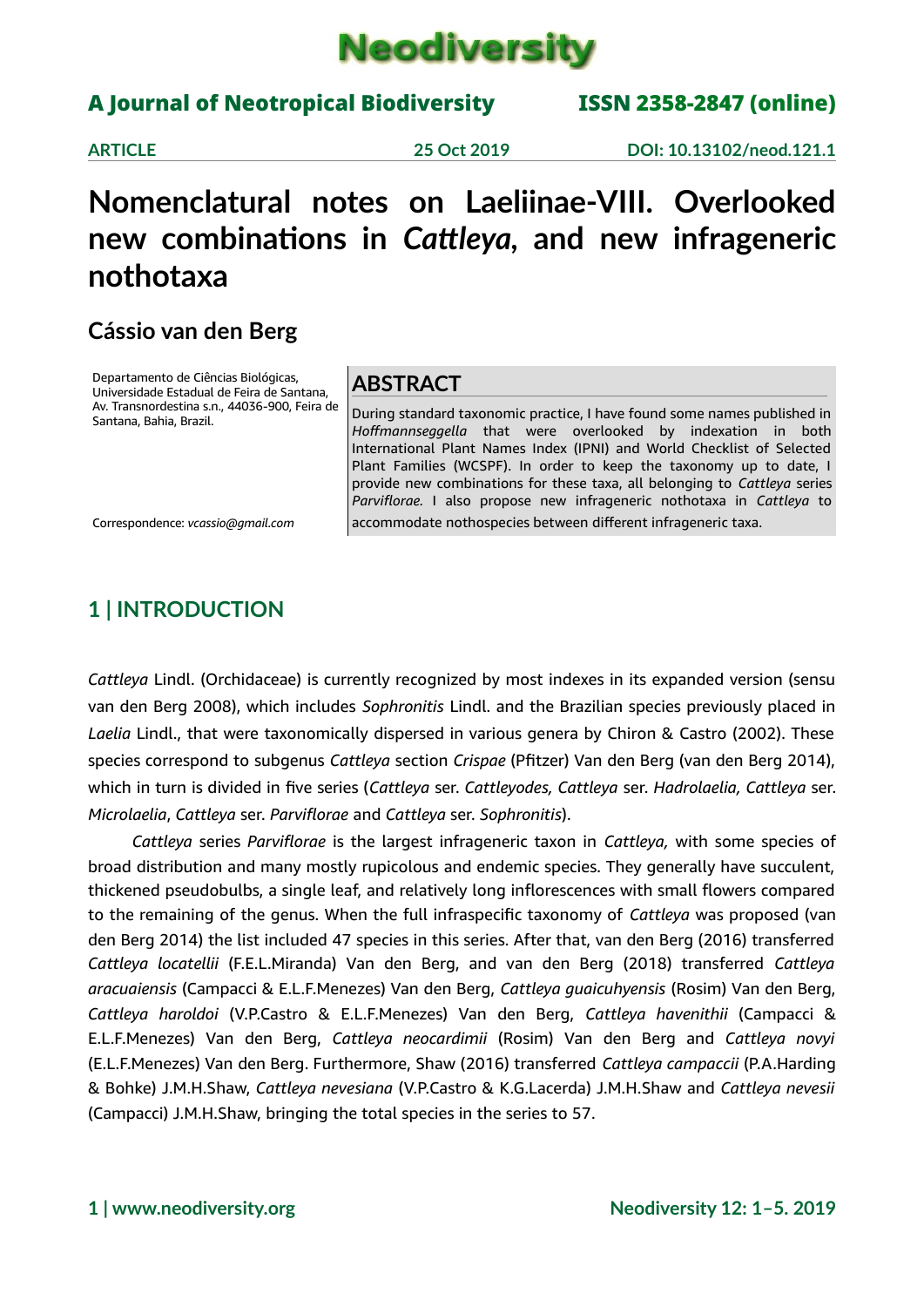# Nomenclatural notes on Laeliinae-VIII. Overlooked new combinations in *Cattleya*, and new infrageneric nothotaxa

**Cássio van den Berg**

Departamento de Ciências Biológicas, Universidade Estadual de Feira de Santana, Av. Transnordestina s.n., 44036-900, Feira de Santana, Bahia, Brazil.

Correspondence: *vcassio@gmail.com*

## ABSTRACT

During standard taxonomic practice, I have found some names published in *Hoffmannseggella* that were overlooked by indexation in both International Plant Names Index (IPNI) and World Checklist of Selected Plant Families (WCSPF). In order to keep the taxonomy up to date, I provide new combinations for these taxa, all belonging to *Cattleya* series *Parviflorae.* I also propose new infrageneric nothotaxa in *Cattleya* to accommodate nothospecies between different infrageneric taxa.

## 1 | INTRODUCTION

*Cattleya* Lindl. (Orchidaceae) is currently recognized by most indexes in its expanded version (sensu van den Berg 2008), which includes *Sophronitis* Lindl. and the Brazilian species previously placed in *Laelia* Lindl., that were taxonomically dispersed in various genera by Chiron & Castro (2002). These species correspond to subgenus *Cattleya* section *Crispae* (Pfitzer) Van den Berg (van den Berg 2014), which in turn is divided in five series (*Cattleya* ser. *Cattleyodes, Cattleya* ser. *Hadrolaelia, Cattleya* ser. *Microlaelia*, *Cattleya* ser. *Parviflorae* and *Cattleya* ser. *Sophronitis*).

*Cattleya* series *Parviflorae* is the largest infrageneric taxon in *Cattleya,* with some species of broad distribution and many mostly rupicolous and endemic species. They generally have succulent, thickened pseudobulbs, a single leaf, and relatively long inflorescences with small flowers compared to the remaining of the genus. When the full infraspecific taxonomy of *Cattleya* was proposed (van den Berg 2014) the list included 47 species in this series. After that, van den Berg (2016) transferred *Cattleya locatellii* (F.E.L.Miranda) Van den Berg, and van den Berg (2018) transferred *Cattleya aracuaiensis* (Campacci & E.L.F.Menezes) Van den Berg, *Cattleya guaicuhyensis* (Rosim) Van den Berg, *Cattleya haroldoi* (V.P.Castro & E.L.F.Menezes) Van den Berg, *Cattleya havenithii* (Campacci & E.L.F.Menezes) Van den Berg, *Cattleya neocardimii* (Rosim) Van den Berg and *Cattleya novyi* (E.L.F.Menezes) Van den Berg. Furthermore, Shaw (2016) transferred *Cattleya campaccii* (P.A.Harding & Bohke) J.M.H.Shaw, *Cattleya nevesiana* (V.P.Castro & K.G.Lacerda) J.M.H.Shaw and *Cattleya nevesii* (Campacci) J.M.H.Shaw, bringing the total species in the series to 57.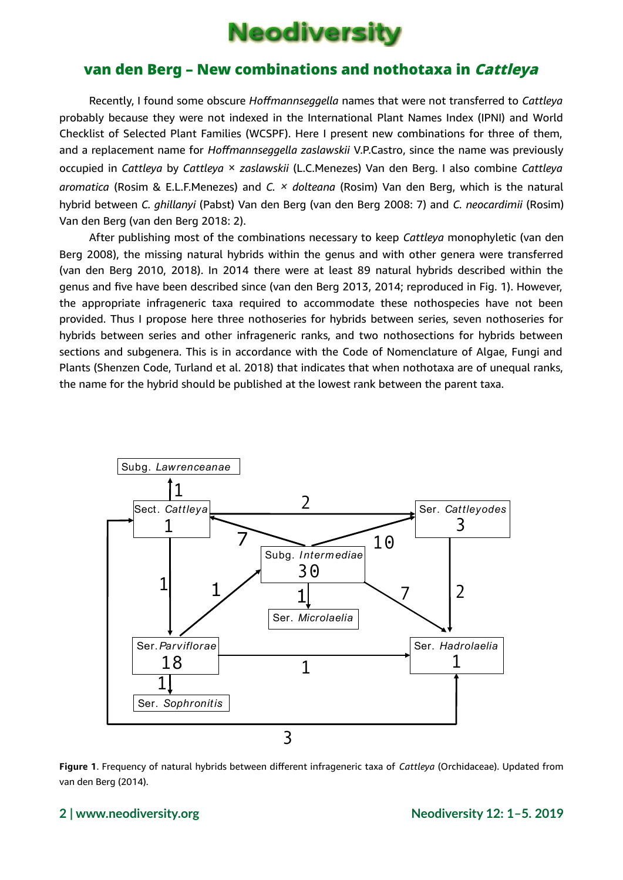Recently, I found some obscure *Hoffmannseggella* names that were not transferred to *Cattleya* probably because they were not indexed in the International Plant Names Index (IPNI) and World Checklist of Selected Plant Families (WCSPF). Here I present new combinations for three of them, and a replacement name for *Hoffmannseggella zaslawskii* V.P.Castro, since the name was previously occupied in *Cattleya* by *Cattleya* × *zaslawskii* (L.C.Menezes) Van den Berg. I also combine *Cattleya aromatica* (Rosim & E.L.F.Menezes) and *C.* × *dolteana* (Rosim) Van den Berg, which is the natural hybrid between *C. ghillanyi* (Pabst) Van den Berg (van den Berg 2008: 7) and *C. neocardimii* (Rosim) Van den Berg (van den Berg 2018: 2).

After publishing most of the combinations necessary to keep *Cattleya* monophyletic (van den Berg 2008), the missing natural hybrids within the genus and with other genera were transferred (van den Berg 2010, 2018). In 2014 there were at least 89 natural hybrids described within the genus and five have been described since (van den Berg 2013, 2014; reproduced in Fig. 1). However, the appropriate infrageneric taxa required to accommodate these nothospecies have not been provided. Thus I propose here three nothoseries for hybrids between series, seven nothoseries for hybrids between series and other infrageneric ranks, and two nothosections for hybrids between sections and subgenera. This is in accordance with the Code of Nomenclature of Algae, Fungi and Plants (Shenzen Code, Turland et al. 2018) that indicates that when nothotaxa are of unequal ranks, the name for the hybrid should be published at the lowest rank between the parent taxa.

**Figure 1**. Frequency of natural hybrids between different infrageneric taxa of *Cattleya* (Orchidaceae). Updated from van den Berg (2014).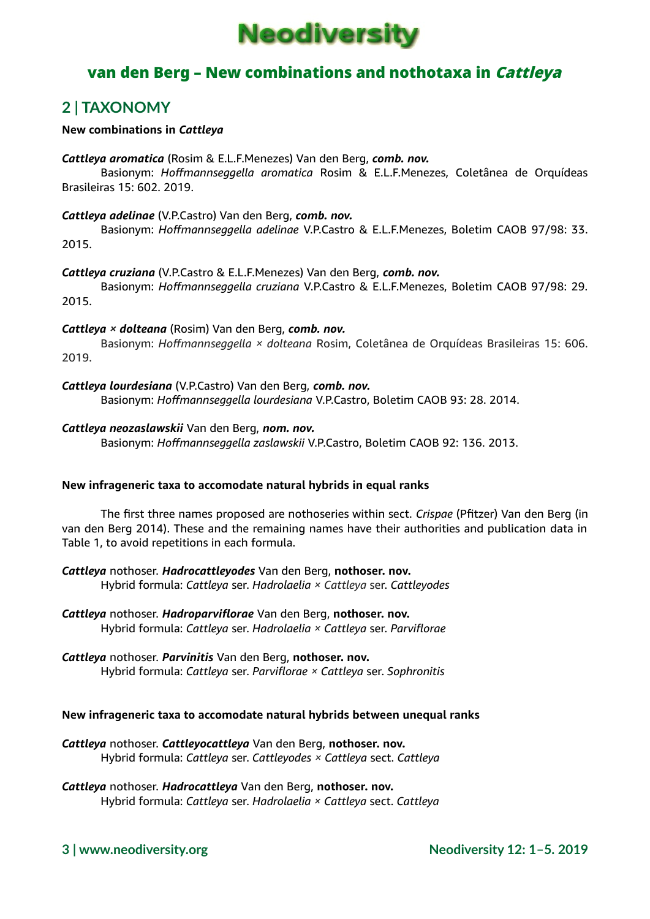## 2 | TAXONOMY

**New combinations in *Cattleya***

***Cattleya aromatica*** (Rosim & E.L.F.Menezes) Van den Berg, ***comb. nov.***
Basionym: *Hoffmannseggella aromatica* Rosim & E.L.F.Menezes, Coletânea de Orquídeas Brasileiras 15: 602. 2019.

***Cattleya adelinae*** (V.P.Castro) Van den Berg, ***comb. nov.***
Basionym: *Hoffmannseggella adelinae* V.P.Castro & E.L.F.Menezes, Boletim CAOB 97/98: 33. 2015.

***Cattleya cruziana*** (V.P.Castro & E.L.F.Menezes) Van den Berg, ***comb. nov.***
Basionym: *Hoffmannseggella cruziana* V.P.Castro & E.L.F.Menezes, Boletim CAOB 97/98: 29. 2015.

***Cattleya × dolteana*** (Rosim) Van den Berg, ***comb. nov.***
Basionym: *Hoffmannseggella × dolteana* Rosim, Coletânea de Orquídeas Brasileiras 15: 606. 2019.

***Cattleya lourdesiana*** (V.P.Castro) Van den Berg, ***comb. nov.***
Basionym: *Hoffmannseggella lourdesiana* V.P.Castro, Boletim CAOB 93: 28. 2014.

***Cattleya neozaslawskii*** Van den Berg, ***nom. nov.***
Basionym: *Hoffmannseggella zaslawskii* V.P.Castro, Boletim CAOB 92: 136. 2013.

**New infrageneric taxa to accomodate natural hybrids in equal ranks**

The first three names proposed are nothoseries within sect. *Crispae* (Pfitzer) Van den Berg (in van den Berg 2014). These and the remaining names have their authorities and publication data in Table 1, to avoid repetitions in each formula.

***Cattleya*** nothoser. ***Hadrocattleyodes*** Van den Berg, **nothoser. nov.**
Hybrid formula: *Cattleya* ser. *Hadrolaelia* × *Cattleya* ser. *Cattleyodes*

***Cattleya*** nothoser. ***Hadroparviflorae*** Van den Berg, **nothoser. nov.**
Hybrid formula: *Cattleya* ser. *Hadrolaelia* × *Cattleya* ser. *Parviflorae*

***Cattleya*** nothoser. ***Parvinitis*** Van den Berg, **nothoser. nov.**
Hybrid formula: *Cattleya* ser. *Parviflorae* × *Cattleya* ser. *Sophronitis*

**New infrageneric taxa to accomodate natural hybrids between unequal ranks**

***Cattleya*** nothoser. ***Cattleyocattleya*** Van den Berg, **nothoser. nov.**
Hybrid formula: *Cattleya* ser. *Cattleyodes* × *Cattleya* sect. *Cattleya*

***Cattleya*** nothoser. ***Hadrocattleya*** Van den Berg, **nothoser. nov.**
Hybrid formula: *Cattleya* ser. *Hadrolaelia* × *Cattleya* sect. *Cattleya*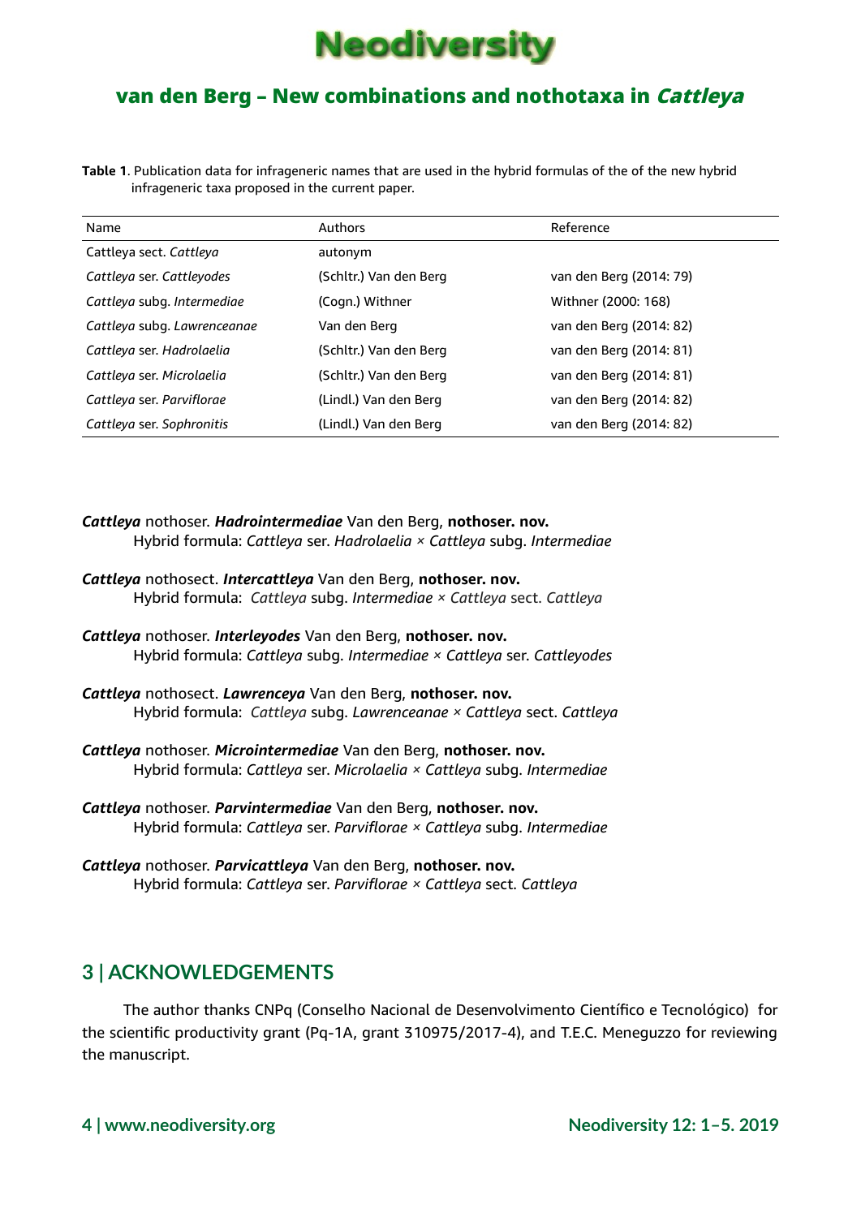**Table 1**. Publication data for infrageneric names that are used in the hybrid formulas of the of the new hybrid infrageneric taxa proposed in the current paper.

| Name | Authors | Reference |
|---|---|---|
| Cattleya sect. *Cattleya* | autonym | |
| *Cattleya* ser. *Cattleyodes* | (Schltr.) Van den Berg | van den Berg (2014: 79) |
| *Cattleya* subg. *Intermediae* | (Cogn.) Withner | Withner (2000: 168) |
| *Cattleya* subg. *Lawrenceanae* | Van den Berg | van den Berg (2014: 82) |
| *Cattleya* ser. *Hadrolaelia* | (Schltr.) Van den Berg | van den Berg (2014: 81) |
| *Cattleya* ser. *Microlaelia* | (Schltr.) Van den Berg | van den Berg (2014: 81) |
| *Cattleya* ser. *Parviflorae* | (Lindl.) Van den Berg | van den Berg (2014: 82) |
| *Cattleya* ser. *Sophronitis* | (Lindl.) Van den Berg | van den Berg (2014: 82) |

***Cattleya*** nothoser. ***Hadrointermediae*** Van den Berg, **nothoser. nov.**
Hybrid formula: *Cattleya* ser. *Hadrolaelia* × *Cattleya* subg. *Intermediae*

***Cattleya*** nothosect. ***Intercattleya*** Van den Berg, **nothoser. nov.**
Hybrid formula: *Cattleya* subg. *Intermediae* × *Cattleya* sect. *Cattleya*

***Cattleya*** nothoser. ***Interleyodes*** Van den Berg, **nothoser. nov.**
Hybrid formula: *Cattleya* subg. *Intermediae* × *Cattleya* ser. *Cattleyodes*

***Cattleya*** nothosect. ***Lawrenceya*** Van den Berg, **nothoser. nov.**
Hybrid formula: *Cattleya* subg. *Lawrenceanae* × *Cattleya* sect. *Cattleya*

***Cattleya*** nothoser. ***Microintermediae*** Van den Berg, **nothoser. nov.**
Hybrid formula: *Cattleya* ser. *Microlaelia* × *Cattleya* subg. *Intermediae*

***Cattleya*** nothoser. ***Parvintermediae*** Van den Berg, **nothoser. nov.**
Hybrid formula: *Cattleya* ser. *Parviflorae* × *Cattleya* subg. *Intermediae*

***Cattleya*** nothoser. ***Parvicattleya*** Van den Berg, **nothoser. nov.**
Hybrid formula: *Cattleya* ser. *Parviflorae* × *Cattleya* sect. *Cattleya*

## 3 | ACKNOWLEDGEMENTS

The author thanks CNPq (Conselho Nacional de Desenvolvimento Científico e Tecnológico) for the scientific productivity grant (Pq-1A, grant 310975/2017-4), and T.E.C. Meneguzzo for reviewing the manuscript.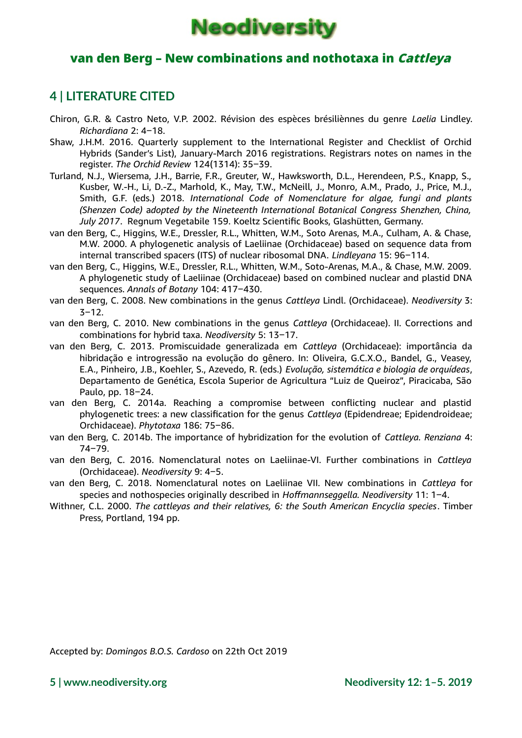## 4 | LITERATURE CITED

Chiron, G.R. & Castro Neto, V.P. 2002. Révision des espèces brésiliènnes du genre *Laelia* Lindley. *Richardiana* 2: 4−18.

Shaw, J.H.M. 2016. Quarterly supplement to the International Register and Checklist of Orchid Hybrids (Sander's List), January-March 2016 registrations. Registrars notes on names in the register. *The Orchid Review* 124(1314): 35−39.

Turland, N.J., Wiersema, J.H., Barrie, F.R., Greuter, W., Hawksworth, D.L., Herendeen, P.S., Knapp, S., Kusber, W.-H., Li, D.-Z., Marhold, K., May, T.W., McNeill, J., Monro, A.M., Prado, J., Price, M.J., Smith, G.F. (eds.) 2018. *International Code of Nomenclature for algae, fungi and plants (Shenzen Code) adopted by the Nineteenth International Botanical Congress Shenzhen, China, July 2017*. Regnum Vegetabile 159. Koeltz Scientific Books, Glashütten, Germany.

van den Berg, C., Higgins, W.E., Dressler, R.L., Whitten, W.M., Soto Arenas, M.A., Culham, A. & Chase, M.W. 2000. A phylogenetic analysis of Laeliinae (Orchidaceae) based on sequence data from internal transcribed spacers (ITS) of nuclear ribosomal DNA. *Lindleyana* 15: 96−114.

van den Berg, C., Higgins, W.E., Dressler, R.L., Whitten, W.M., Soto-Arenas, M.A., & Chase, M.W. 2009. A phylogenetic study of Laeliinae (Orchidaceae) based on combined nuclear and plastid DNA sequences. *Annals of Botany* 104: 417−430.

van den Berg, C. 2008. New combinations in the genus *Cattleya* Lindl. (Orchidaceae). *Neodiversity* 3: 3−12.

van den Berg, C. 2010. New combinations in the genus *Cattleya* (Orchidaceae). II. Corrections and combinations for hybrid taxa. *Neodiversity* 5: 13−17.

van den Berg, C. 2013. Promiscuidade generalizada em *Cattleya* (Orchidaceae): importância da hibridação e introgressão na evolução do gênero. In: Oliveira, G.C.X.O., Bandel, G., Veasey, E.A., Pinheiro, J.B., Koehler, S., Azevedo, R. (eds.) *Evolução, sistemática e biologia de orquídeas*, Departamento de Genética, Escola Superior de Agricultura "Luiz de Queiroz", Piracicaba, São Paulo, pp. 18−24.

van den Berg, C. 2014a. Reaching a compromise between conflicting nuclear and plastid phylogenetic trees: a new classification for the genus *Cattleya* (Epidendreae; Epidendroideae; Orchidaceae). *Phytotaxa* 186: 75−86.

van den Berg, C. 2014b. The importance of hybridization for the evolution of *Cattleya. Renziana* 4: 74−79.

van den Berg, C. 2016. Nomenclatural notes on Laeliinae-VI. Further combinations in *Cattleya* (Orchidaceae). *Neodiversity* 9: 4−5.

van den Berg, C. 2018. Nomenclatural notes on Laeliinae VII. New combinations in *Cattleya* for species and nothospecies originally described in *Hoffmannseggella. Neodiversity* 11: 1−4.

Withner, C.L. 2000. *The cattleyas and their relatives, 6: the South American Encyclia species*. Timber Press, Portland, 194 pp.

Accepted by: *Domingos B.O.S. Cardoso* on 22th Oct 2019